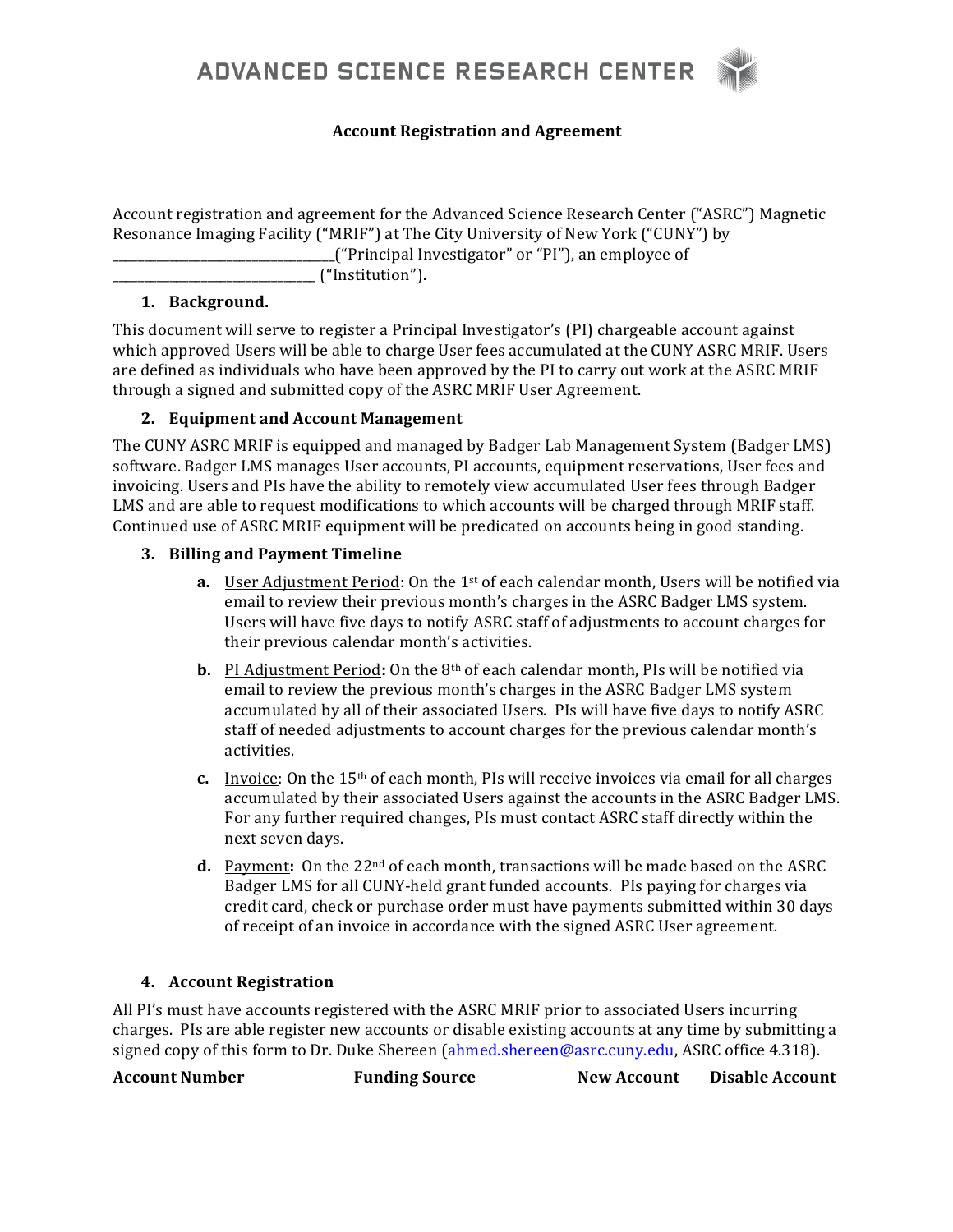ADVANCED SCIENCE RESEARCH CENTER

# Account Registration and Agreement

Account registration and agreement for the Advanced Science Research Center ("ASRC") Magnetic Resonance Imaging Facility ("MRIF") at The City University of New York ("CUNY") by ______________________________("Principal Investigator" or "PI"), an employee of ____________________________ ("Institution").

1. **Background.**

This document will serve to register a Principal Investigator's (PI) chargeable account against which approved Users will be able to charge User fees accumulated at the CUNY ASRC MRIF. Users are defined as individuals who have been approved by the PI to carry out work at the ASRC MRIF through a signed and submitted copy of the ASRC MRIF User Agreement.

2. **Equipment and Account Management**

The CUNY ASRC MRIF is equipped and managed by Badger Lab Management System (Badger LMS) software. Badger LMS manages User accounts, PI accounts, equipment reservations, User fees and invoicing. Users and PIs have the ability to remotely view accumulated User fees through Badger LMS and are able to request modifications to which accounts will be charged through MRIF staff. Continued use of ASRC MRIF equipment will be predicated on accounts being in good standing.

3. **Billing and Payment Timeline**

   a. User Adjustment Period: On the 1st of each calendar month, Users will be notified via email to review their previous month's charges in the ASRC Badger LMS system. Users will have five days to notify ASRC staff of adjustments to account charges for their previous calendar month's activities.

   b. PI Adjustment Period**:** On the 8th of each calendar month, PIs will be notified via email to review the previous month's charges in the ASRC Badger LMS system accumulated by all of their associated Users. PIs will have five days to notify ASRC staff of needed adjustments to account charges for the previous calendar month's activities.

   c. Invoice: On the 15th of each month, PIs will receive invoices via email for all charges accumulated by their associated Users against the accounts in the ASRC Badger LMS. For any further required changes, PIs must contact ASRC staff directly within the next seven days.

   d. Payment**:** On the 22nd of each month, transactions will be made based on the ASRC Badger LMS for all CUNY-held grant funded accounts. PIs paying for charges via credit card, check or purchase order must have payments submitted within 30 days of receipt of an invoice in accordance with the signed ASRC User agreement.

4. **Account Registration**

All PI's must have accounts registered with the ASRC MRIF prior to associated Users incurring charges. PIs are able register new accounts or disable existing accounts at any time by submitting a signed copy of this form to Dr. Duke Shereen (ahmed.shereen@asrc.cuny.edu, ASRC office 4.318).

| Account Number | Funding Source | New Account | Disable Account |
| --- | --- | --- | --- |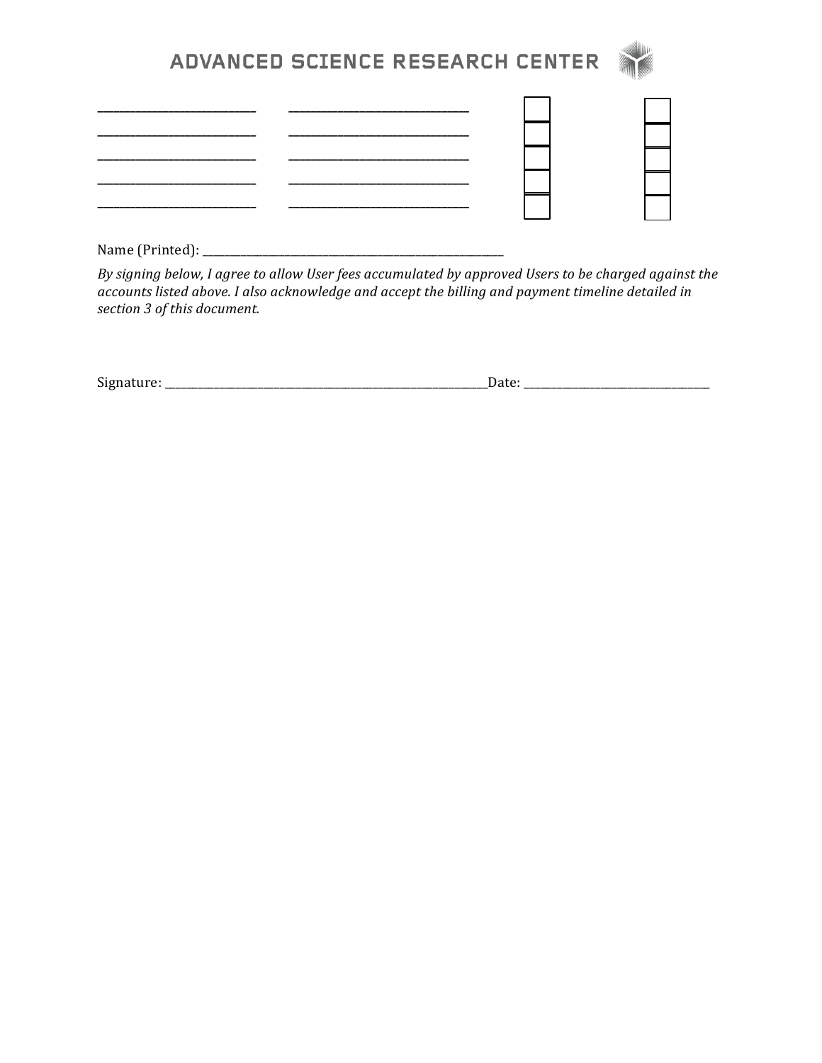# ADVANCED SCIENCE RESEARCH CENTER

| | | | |
|---|---|---|---|
| ______________________ | ______________________ | ☐ | ☐ |
| ______________________ | ______________________ | ☐ | ☐ |
| ______________________ | ______________________ | ☐ | ☐ |
| ______________________ | ______________________ | ☐ | ☐ |
| ______________________ | ______________________ | ☐ | ☐ |

Name (Printed): ______________________________________________

*By signing below, I agree to allow User fees accumulated by approved Users to be charged against the accounts listed above. I also acknowledge and accept the billing and payment timeline detailed in section 3 of this document.*

Signature: ______________________________________________ Date: ___________________________